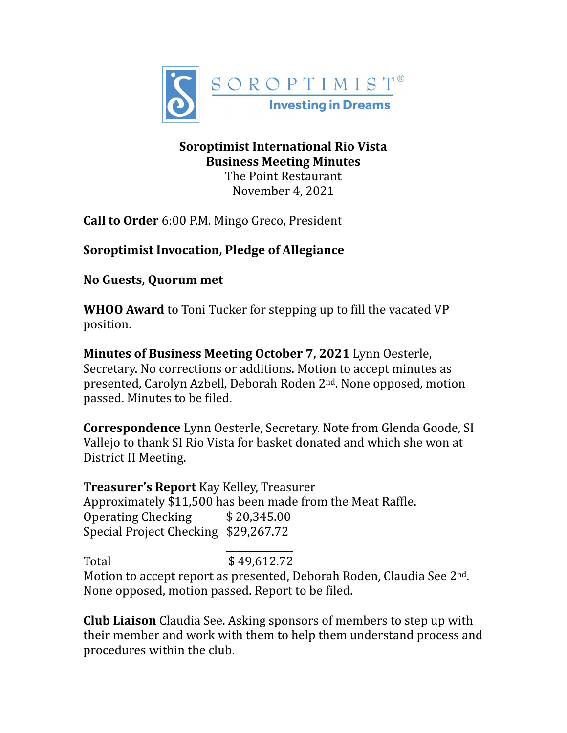SOROPTIMIST®
Investing in Dreams

**Soroptimist International Rio Vista**
**Business Meeting Minutes**
The Point Restaurant
November 4, 2021

**Call to Order** 6:00 P.M. Mingo Greco, President

**Soroptimist Invocation, Pledge of Allegiance**

**No Guests, Quorum met**

**WHOO Award** to Toni Tucker for stepping up to fill the vacated VP position.

**Minutes of Business Meeting October 7, 2021** Lynn Oesterle, Secretary. No corrections or additions. Motion to accept minutes as presented, Carolyn Azbell, Deborah Roden 2nd. None opposed, motion passed. Minutes to be filed.

**Correspondence** Lynn Oesterle, Secretary. Note from Glenda Goode, SI Vallejo to thank SI Rio Vista for basket donated and which she won at District II Meeting.

**Treasurer's Report** Kay Kelley, Treasurer
Approximately $11,500 has been made from the Meat Raffle.

| | |
|---|---|
| Operating Checking | $ 20,345.00 |
| Special Project Checking | $29,267.72 |
| Total | $ 49,612.72 |

Motion to accept report as presented, Deborah Roden, Claudia See 2nd. None opposed, motion passed. Report to be filed.

**Club Liaison** Claudia See. Asking sponsors of members to step up with their member and work with them to help them understand process and procedures within the club.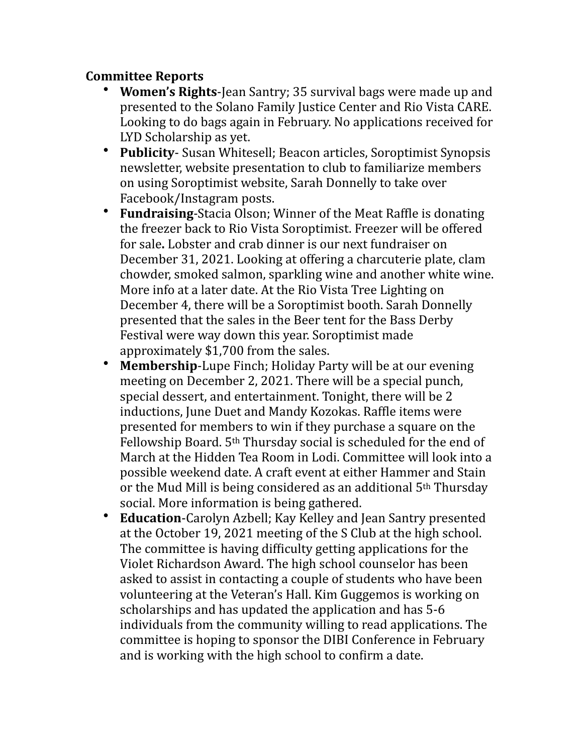**Committee Reports**

- **Women's Rights**-Jean Santry; 35 survival bags were made up and presented to the Solano Family Justice Center and Rio Vista CARE. Looking to do bags again in February. No applications received for LYD Scholarship as yet.
- **Publicity**- Susan Whitesell; Beacon articles, Soroptimist Synopsis newsletter, website presentation to club to familiarize members on using Soroptimist website, Sarah Donnelly to take over Facebook/Instagram posts.
- **Fundraising**-Stacia Olson; Winner of the Meat Raffle is donating the freezer back to Rio Vista Soroptimist. Freezer will be offered for sale**.** Lobster and crab dinner is our next fundraiser on December 31, 2021. Looking at offering a charcuterie plate, clam chowder, smoked salmon, sparkling wine and another white wine. More info at a later date. At the Rio Vista Tree Lighting on December 4, there will be a Soroptimist booth. Sarah Donnelly presented that the sales in the Beer tent for the Bass Derby Festival were way down this year. Soroptimist made approximately $1,700 from the sales.
- **Membership**-Lupe Finch; Holiday Party will be at our evening meeting on December 2, 2021. There will be a special punch, special dessert, and entertainment. Tonight, there will be 2 inductions, June Duet and Mandy Kozokas. Raffle items were presented for members to win if they purchase a square on the Fellowship Board. 5th Thursday social is scheduled for the end of March at the Hidden Tea Room in Lodi. Committee will look into a possible weekend date. A craft event at either Hammer and Stain or the Mud Mill is being considered as an additional 5th Thursday social. More information is being gathered.
- **Education**-Carolyn Azbell; Kay Kelley and Jean Santry presented at the October 19, 2021 meeting of the S Club at the high school. The committee is having difficulty getting applications for the Violet Richardson Award. The high school counselor has been asked to assist in contacting a couple of students who have been volunteering at the Veteran's Hall. Kim Guggemos is working on scholarships and has updated the application and has 5-6 individuals from the community willing to read applications. The committee is hoping to sponsor the DIBI Conference in February and is working with the high school to confirm a date.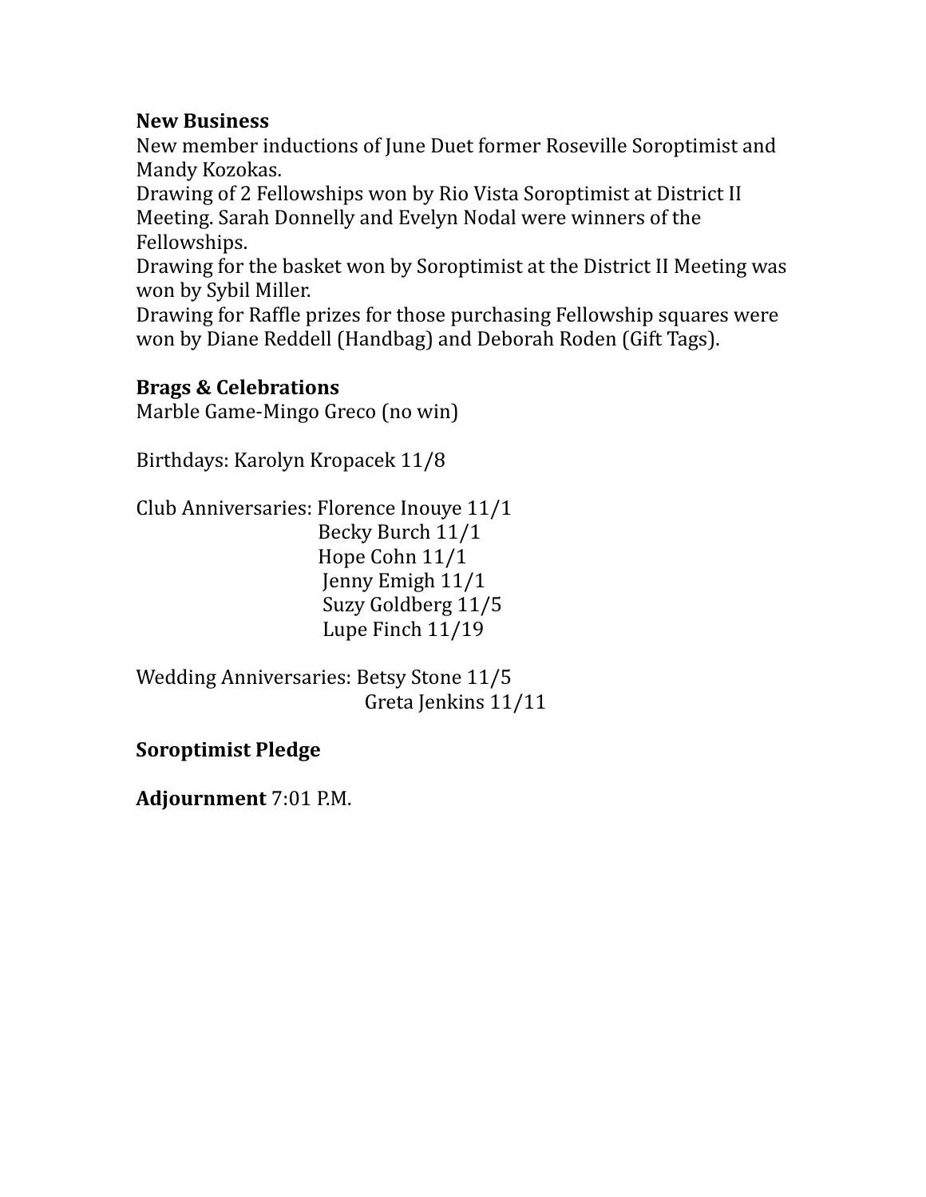**New Business**

New member inductions of June Duet former Roseville Soroptimist and Mandy Kozokas.

Drawing of 2 Fellowships won by Rio Vista Soroptimist at District II Meeting. Sarah Donnelly and Evelyn Nodal were winners of the Fellowships.

Drawing for the basket won by Soroptimist at the District II Meeting was won by Sybil Miller.

Drawing for Raffle prizes for those purchasing Fellowship squares were won by Diane Reddell (Handbag) and Deborah Roden (Gift Tags).

**Brags & Celebrations**

Marble Game-Mingo Greco (no win)

Birthdays: Karolyn Kropacek 11/8

Club Anniversaries: Florence Inouye 11/1
Becky Burch 11/1
Hope Cohn 11/1
Jenny Emigh 11/1
Suzy Goldberg 11/5
Lupe Finch 11/19

Wedding Anniversaries: Betsy Stone 11/5
Greta Jenkins 11/11

**Soroptimist Pledge**

**Adjournment** 7:01 P.M.